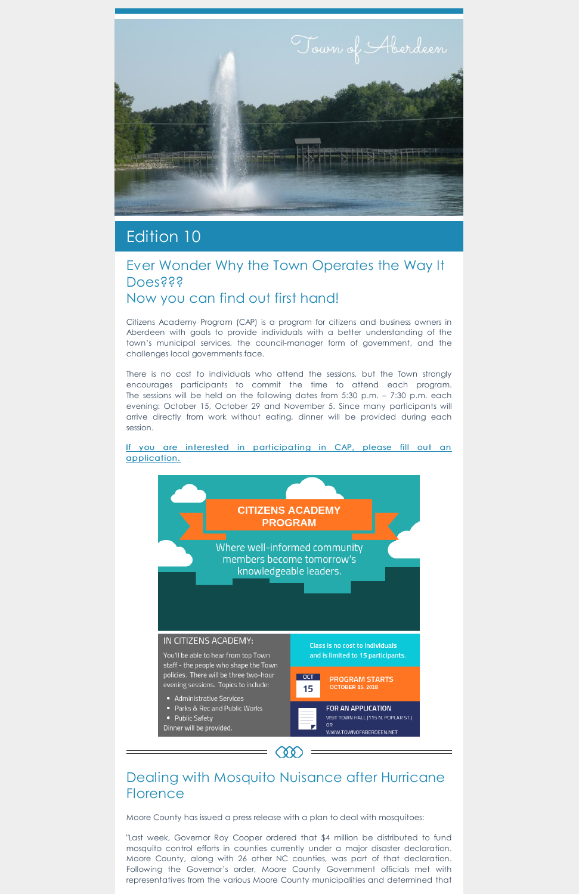Town of Aberdeen

# Edition 10

## Ever Wonder Why the Town Operates the Way It Does???
## Now you can find out first hand!

Citizens Academy Program (CAP) is a program for citizens and business owners in Aberdeen with goals to provide individuals with a better understanding of the town's municipal services, the council-manager form of government, and the challenges local governments face.

There is no cost to individuals who attend the sessions, but the Town strongly encourages participants to commit the time to attend each program. The sessions will be held on the following dates from 5:30 p.m. – 7:30 p.m. each evening: October 15, October 29 and November 5. Since many participants will arrive directly from work without eating, dinner will be provided during each session.

[If you are interested in participating in CAP, please fill out an application.]

**CITIZENS ACADEMY PROGRAM**

Where well-informed community members become tomorrow's knowledgeable leaders.

**IN CITIZENS ACADEMY:**

You'll be able to hear from top Town staff - the people who shape the Town policies. There will be three two-hour evening sessions. Topics to include:

- Administrative Services
- Parks & Rec and Public Works
- Public Safety

Dinner will be provided.

**Class is no cost to individuals and is limited to 15 participants.**

OCT 15 — **PROGRAM STARTS** OCTOBER 15, 2018

**FOR AN APPLICATION**
VISIT TOWN HALL (115 N. POPLAR ST.) OR WWW.TOWNOFABERDEEN.NET

---

## Dealing with Mosquito Nuisance after Hurricane Florence

Moore County has issued a press release with a plan to deal with mosquitoes:

"Last week, Governor Roy Cooper ordered that $4 million be distributed to fund mosquito control efforts in counties currently under a major disaster declaration. Moore County, along with 26 other NC counties, was part of that declaration. Following the Governor's order, Moore County Government officials met with representatives from the various Moore County municipalities and determined that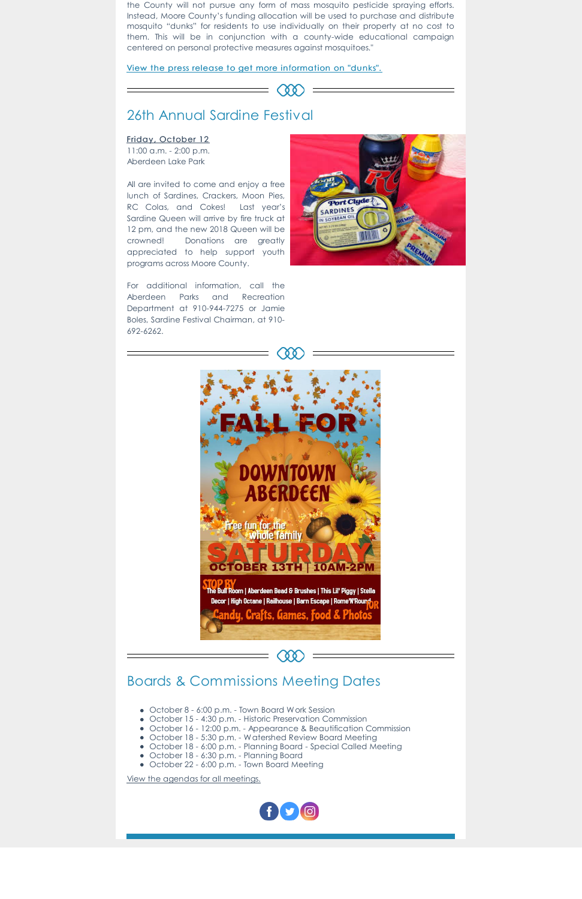the County will not pursue any form of mass mosquito pesticide spraying efforts. Instead, Moore County's funding allocation will be used to purchase and distribute mosquito "dunks" for residents to use individually on their property at no cost to them. This will be in conjunction with a county-wide educational campaign centered on personal protective measures against mosquitoes."

View the press release to get more information on "dunks".

## 26th Annual Sardine Festival

Friday, October 12
11:00 a.m. - 2:00 p.m.
Aberdeen Lake Park

All are invited to come and enjoy a free lunch of Sardines, Crackers, Moon Pies, RC Colas, and Cokes! Last year's Sardine Queen will arrive by fire truck at 12 pm, and the new 2018 Queen will be crowned! Donations are greatly appreciated to help support youth programs across Moore County.

For additional information, call the Aberdeen Parks and Recreation Department at 910-944-7275 or Jamie Boles, Sardine Festival Chairman, at 910-692-6262.

FALL FOR DOWNTOWN ABERDEEN

Free fun for the whole family

SATURDAY OCTOBER 13TH | 10AM-2PM

STOP BY The Bull Room | Aberdeen Bead & Brushes | This Lil' Piggy | Stella Decor | High Octane | Railhouse | Barn Escape | Rome'N'Round FOR Candy, Crafts, Games, Food & Photos

## Boards & Commissions Meeting Dates

- October 8 - 6:00 p.m. - Town Board Work Session
- October 15 - 4:30 p.m. - Historic Preservation Commission
- October 16 - 12:00 p.m. - Appearance & Beautification Commission
- October 18 - 5:30 p.m. - Watershed Review Board Meeting
- October 18 - 6:00 p.m. - Planning Board - Special Called Meeting
- October 18 - 6:30 p.m. - Planning Board
- October 22 - 6:00 p.m. - Town Board Meeting

View the agendas for all meetings.